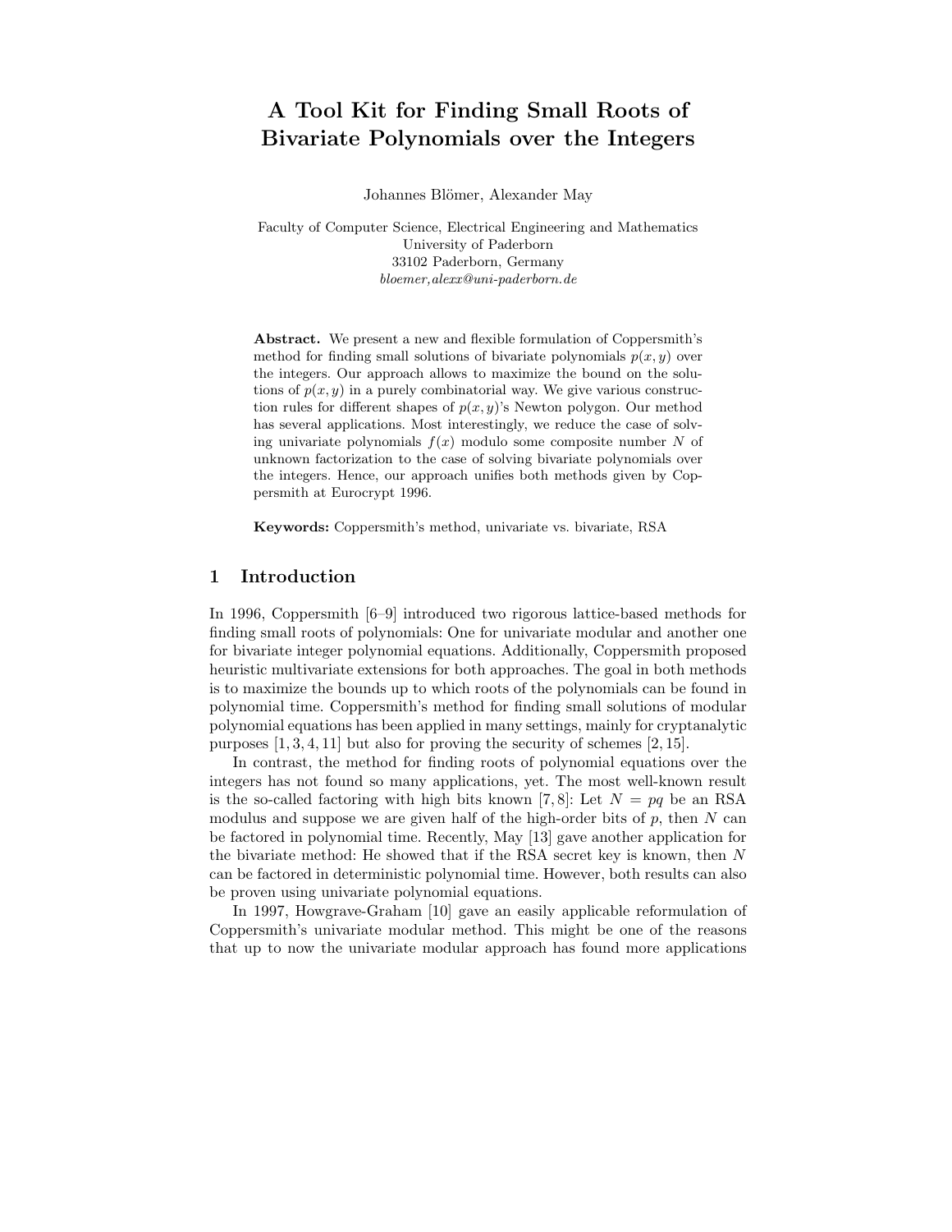# A Tool Kit for Finding Small Roots of Bivariate Polynomials over the Integers

Johannes Blömer, Alexander May

Faculty of Computer Science, Electrical Engineering and Mathematics
University of Paderborn
33102 Paderborn, Germany
*bloemer,alexx@uni-paderborn.de*

**Abstract.** We present a new and flexible formulation of Coppersmith's method for finding small solutions of bivariate polynomials $p(x, y)$ over the integers. Our approach allows to maximize the bound on the solutions of $p(x, y)$ in a purely combinatorial way. We give various construction rules for different shapes of $p(x, y)$'s Newton polygon. Our method has several applications. Most interestingly, we reduce the case of solving univariate polynomials $f(x)$ modulo some composite number $N$ of unknown factorization to the case of solving bivariate polynomials over the integers. Hence, our approach unifies both methods given by Coppersmith at Eurocrypt 1996.

**Keywords:** Coppersmith's method, univariate vs. bivariate, RSA

## 1 Introduction

In 1996, Coppersmith [6–9] introduced two rigorous lattice-based methods for finding small roots of polynomials: One for univariate modular and another one for bivariate integer polynomial equations. Additionally, Coppersmith proposed heuristic multivariate extensions for both approaches. The goal in both methods is to maximize the bounds up to which roots of the polynomials can be found in polynomial time. Coppersmith's method for finding small solutions of modular polynomial equations has been applied in many settings, mainly for cryptanalytic purposes [1, 3, 4, 11] but also for proving the security of schemes [2, 15].

In contrast, the method for finding roots of polynomial equations over the integers has not found so many applications, yet. The most well-known result is the so-called factoring with high bits known [7, 8]: Let $N = pq$ be an RSA modulus and suppose we are given half of the high-order bits of $p$, then $N$ can be factored in polynomial time. Recently, May [13] gave another application for the bivariate method: He showed that if the RSA secret key is known, then $N$ can be factored in deterministic polynomial time. However, both results can also be proven using univariate polynomial equations.

In 1997, Howgrave-Graham [10] gave an easily applicable reformulation of Coppersmith's univariate modular method. This might be one of the reasons that up to now the univariate modular approach has found more applications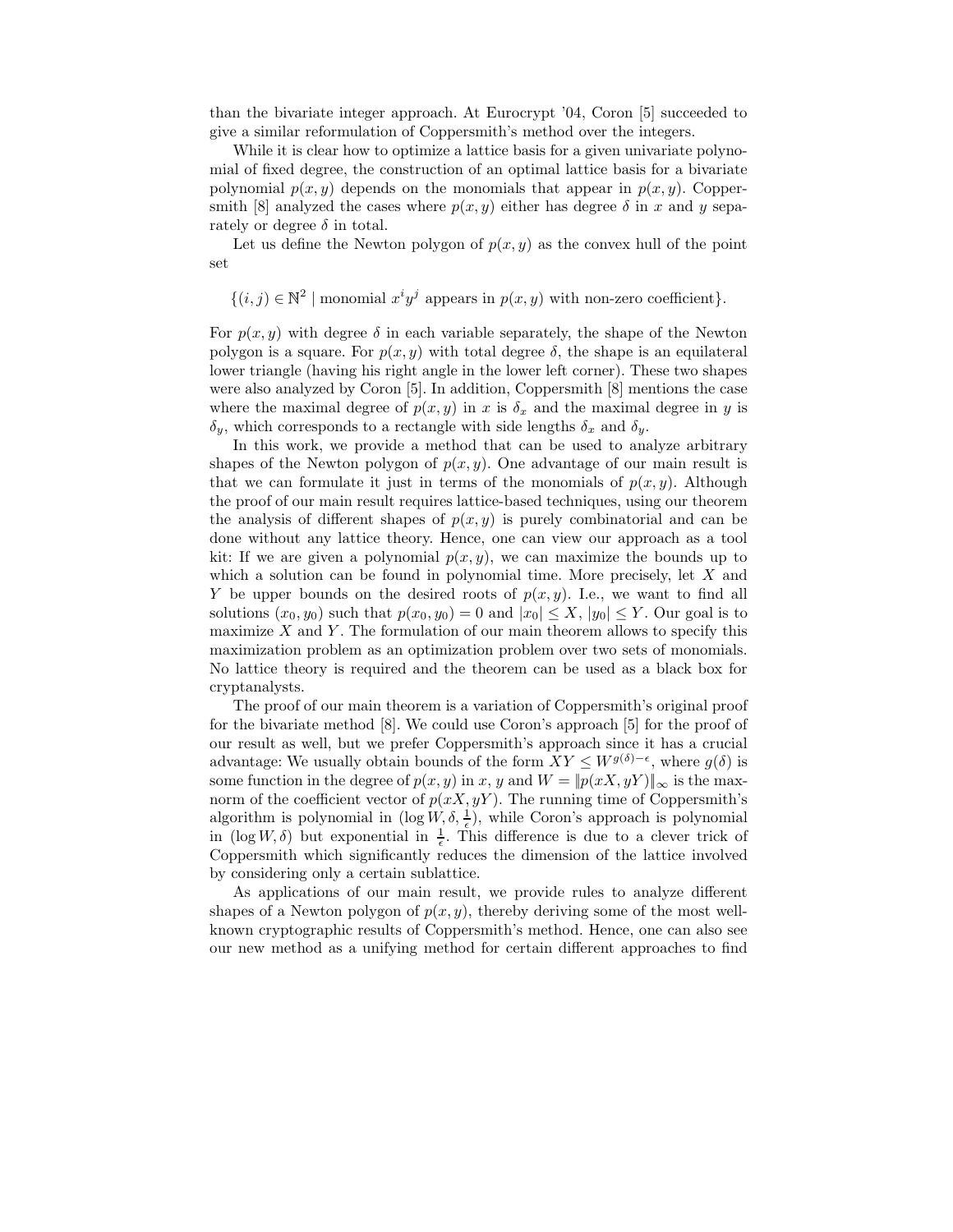than the bivariate integer approach. At Eurocrypt '04, Coron [5] succeeded to give a similar reformulation of Coppersmith's method over the integers.

While it is clear how to optimize a lattice basis for a given univariate polynomial of fixed degree, the construction of an optimal lattice basis for a bivariate polynomial $p(x, y)$ depends on the monomials that appear in $p(x, y)$. Coppersmith [8] analyzed the cases where $p(x, y)$ either has degree $\delta$ in $x$ and $y$ separately or degree $\delta$ in total.

Let us define the Newton polygon of $p(x, y)$ as the convex hull of the point set

$$\{(i, j) \in \mathbb{N}^2 \mid \text{monomial } x^i y^j \text{ appears in } p(x, y) \text{ with non-zero coefficient}\}.$$

For $p(x, y)$ with degree $\delta$ in each variable separately, the shape of the Newton polygon is a square. For $p(x, y)$ with total degree $\delta$, the shape is an equilateral lower triangle (having his right angle in the lower left corner). These two shapes were also analyzed by Coron [5]. In addition, Coppersmith [8] mentions the case where the maximal degree of $p(x, y)$ in $x$ is $\delta_x$ and the maximal degree in $y$ is $\delta_y$, which corresponds to a rectangle with side lengths $\delta_x$ and $\delta_y$.

In this work, we provide a method that can be used to analyze arbitrary shapes of the Newton polygon of $p(x, y)$. One advantage of our main result is that we can formulate it just in terms of the monomials of $p(x, y)$. Although the proof of our main result requires lattice-based techniques, using our theorem the analysis of different shapes of $p(x, y)$ is purely combinatorial and can be done without any lattice theory. Hence, one can view our approach as a tool kit: If we are given a polynomial $p(x, y)$, we can maximize the bounds up to which a solution can be found in polynomial time. More precisely, let $X$ and $Y$ be upper bounds on the desired roots of $p(x, y)$. I.e., we want to find all solutions $(x_0, y_0)$ such that $p(x_0, y_0) = 0$ and $|x_0| \leq X$, $|y_0| \leq Y$. Our goal is to maximize $X$ and $Y$. The formulation of our main theorem allows to specify this maximization problem as an optimization problem over two sets of monomials. No lattice theory is required and the theorem can be used as a black box for cryptanalysts.

The proof of our main theorem is a variation of Coppersmith's original proof for the bivariate method [8]. We could use Coron's approach [5] for the proof of our result as well, but we prefer Coppersmith's approach since it has a crucial advantage: We usually obtain bounds of the form $XY \leq W^{g(\delta)-\epsilon}$, where $g(\delta)$ is some function in the degree of $p(x, y)$ in $x$, $y$ and $W = \|p(xX, yY)\|_\infty$ is the max-norm of the coefficient vector of $p(xX, yY)$. The running time of Coppersmith's algorithm is polynomial in $(\log W, \delta, \frac{1}{\epsilon})$, while Coron's approach is polynomial in $(\log W, \delta)$ but exponential in $\frac{1}{\epsilon}$. This difference is due to a clever trick of Coppersmith which significantly reduces the dimension of the lattice involved by considering only a certain sublattice.

As applications of our main result, we provide rules to analyze different shapes of a Newton polygon of $p(x, y)$, thereby deriving some of the most well-known cryptographic results of Coppersmith's method. Hence, one can also see our new method as a unifying method for certain different approaches to find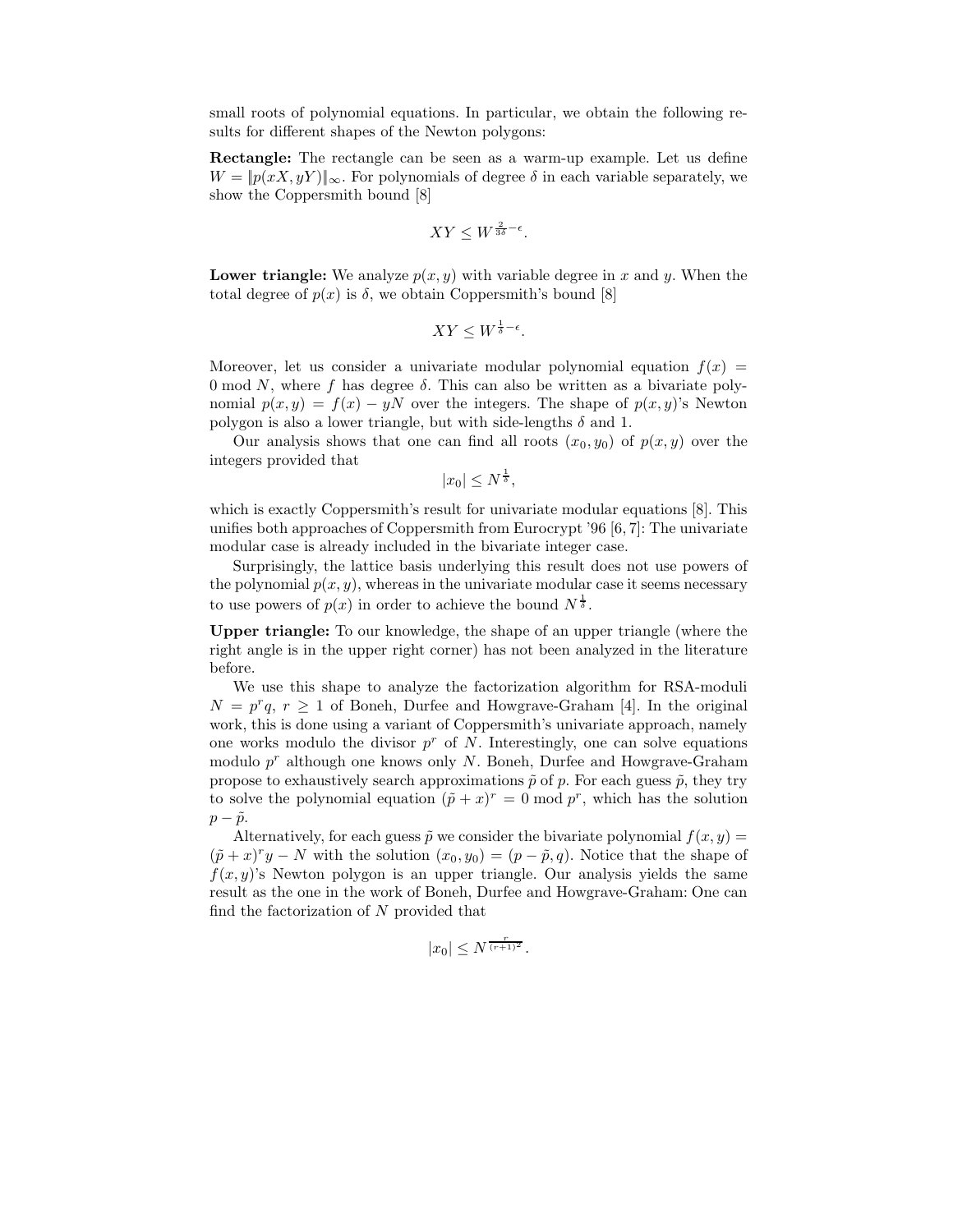small roots of polynomial equations. In particular, we obtain the following results for different shapes of the Newton polygons:

**Rectangle:** The rectangle can be seen as a warm-up example. Let us define $W = \|p(xX, yY)\|_\infty$. For polynomials of degree $\delta$ in each variable separately, we show the Coppersmith bound [8]

$$XY \leq W^{\frac{2}{3\delta} - \epsilon}.$$

**Lower triangle:** We analyze $p(x, y)$ with variable degree in $x$ and $y$. When the total degree of $p(x)$ is $\delta$, we obtain Coppersmith's bound [8]

$$XY \leq W^{\frac{1}{\delta} - \epsilon}.$$

Moreover, let us consider a univariate modular polynomial equation $f(x) = 0 \bmod N$, where $f$ has degree $\delta$. This can also be written as a bivariate polynomial $p(x, y) = f(x) - yN$ over the integers. The shape of $p(x, y)$'s Newton polygon is also a lower triangle, but with side-lengths $\delta$ and 1.

Our analysis shows that one can find all roots $(x_0, y_0)$ of $p(x, y)$ over the integers provided that

$$|x_0| \leq N^{\frac{1}{\delta}},$$

which is exactly Coppersmith's result for univariate modular equations [8]. This unifies both approaches of Coppersmith from Eurocrypt '96 [6, 7]: The univariate modular case is already included in the bivariate integer case.

Surprisingly, the lattice basis underlying this result does not use powers of the polynomial $p(x, y)$, whereas in the univariate modular case it seems necessary to use powers of $p(x)$ in order to achieve the bound $N^{\frac{1}{\delta}}$.

**Upper triangle:** To our knowledge, the shape of an upper triangle (where the right angle is in the upper right corner) has not been analyzed in the literature before.

We use this shape to analyze the factorization algorithm for RSA-moduli $N = p^r q$, $r \geq 1$ of Boneh, Durfee and Howgrave-Graham [4]. In the original work, this is done using a variant of Coppersmith's univariate approach, namely one works modulo the divisor $p^r$ of $N$. Interestingly, one can solve equations modulo $p^r$ although one knows only $N$. Boneh, Durfee and Howgrave-Graham propose to exhaustively search approximations $\tilde{p}$ of $p$. For each guess $\tilde{p}$, they try to solve the polynomial equation $(\tilde{p} + x)^r = 0 \bmod p^r$, which has the solution $p - \tilde{p}$.

Alternatively, for each guess $\tilde{p}$ we consider the bivariate polynomial $f(x, y) = (\tilde{p} + x)^r y - N$ with the solution $(x_0, y_0) = (p - \tilde{p}, q)$. Notice that the shape of $f(x, y)$'s Newton polygon is an upper triangle. Our analysis yields the same result as the one in the work of Boneh, Durfee and Howgrave-Graham: One can find the factorization of $N$ provided that

$$|x_0| \leq N^{\frac{r}{(r+1)^2}}.$$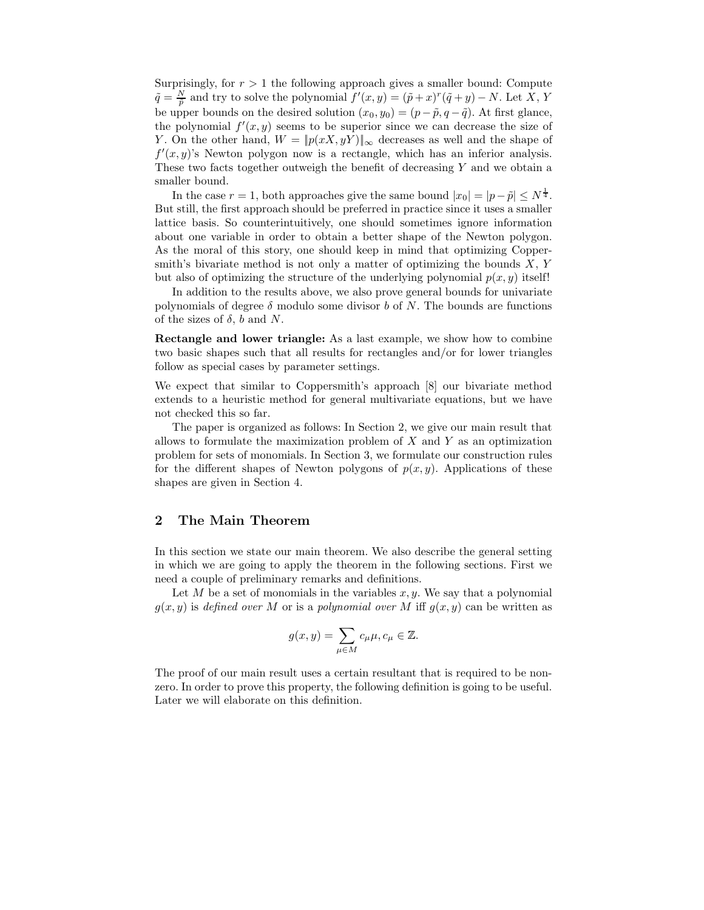Surprisingly, for $r > 1$ the following approach gives a smaller bound: Compute $\tilde{q} = \frac{N}{\tilde{p}}$ and try to solve the polynomial $f'(x, y) = (\tilde{p} + x)^r(\tilde{q} + y) - N$. Let $X$, $Y$ be upper bounds on the desired solution $(x_0, y_0) = (p - \tilde{p}, q - \tilde{q})$. At first glance, the polynomial $f'(x, y)$ seems to be superior since we can decrease the size of $Y$. On the other hand, $W = \|p(xX, yY)\|_\infty$ decreases as well and the shape of $f'(x, y)$'s Newton polygon now is a rectangle, which has an inferior analysis. These two facts together outweigh the benefit of decreasing $Y$ and we obtain a smaller bound.

In the case $r = 1$, both approaches give the same bound $|x_0| = |p - \tilde{p}| \leq N^{\frac{1}{4}}$. But still, the first approach should be preferred in practice since it uses a smaller lattice basis. So counterintuitively, one should sometimes ignore information about one variable in order to obtain a better shape of the Newton polygon. As the moral of this story, one should keep in mind that optimizing Coppersmith's bivariate method is not only a matter of optimizing the bounds $X$, $Y$ but also of optimizing the structure of the underlying polynomial $p(x, y)$ itself!

In addition to the results above, we also prove general bounds for univariate polynomials of degree $\delta$ modulo some divisor $b$ of $N$. The bounds are functions of the sizes of $\delta$, $b$ and $N$.

**Rectangle and lower triangle:** As a last example, we show how to combine two basic shapes such that all results for rectangles and/or for lower triangles follow as special cases by parameter settings.

We expect that similar to Coppersmith's approach [8] our bivariate method extends to a heuristic method for general multivariate equations, but we have not checked this so far.

The paper is organized as follows: In Section 2, we give our main result that allows to formulate the maximization problem of $X$ and $Y$ as an optimization problem for sets of monomials. In Section 3, we formulate our construction rules for the different shapes of Newton polygons of $p(x, y)$. Applications of these shapes are given in Section 4.

## 2 The Main Theorem

In this section we state our main theorem. We also describe the general setting in which we are going to apply the theorem in the following sections. First we need a couple of preliminary remarks and definitions.

Let $M$ be a set of monomials in the variables $x, y$. We say that a polynomial $g(x, y)$ is *defined over* $M$ or is a *polynomial over* $M$ iff $g(x, y)$ can be written as

$$g(x, y) = \sum_{\mu \in M} c_\mu \mu, c_\mu \in \mathbb{Z}.$$

The proof of our main result uses a certain resultant that is required to be non-zero. In order to prove this property, the following definition is going to be useful. Later we will elaborate on this definition.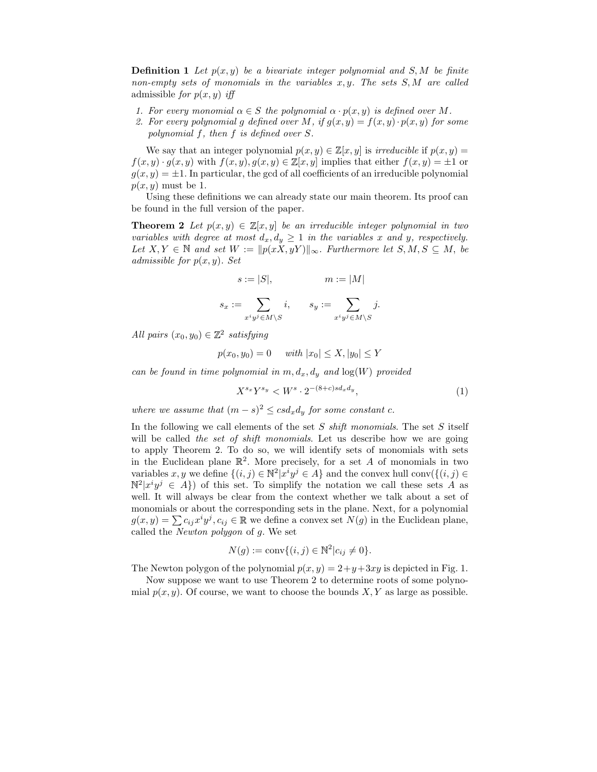**Definition 1** *Let $p(x, y)$ be a bivariate integer polynomial and $S, M$ be finite non-empty sets of monomials in the variables $x, y$. The sets $S, M$ are called* admissible *for $p(x, y)$ iff*

1. *For every monomial $\alpha \in S$ the polynomial $\alpha \cdot p(x, y)$ is defined over $M$.*
2. *For every polynomial $g$ defined over $M$, if $g(x, y) = f(x, y) \cdot p(x, y)$ for some polynomial $f$, then $f$ is defined over $S$.*

We say that an integer polynomial $p(x, y) \in \mathbb{Z}[x, y]$ is *irreducible* if $p(x, y) = f(x, y) \cdot g(x, y)$ with $f(x, y), g(x, y) \in \mathbb{Z}[x, y]$ implies that either $f(x, y) = \pm 1$ or $g(x, y) = \pm 1$. In particular, the gcd of all coefficients of an irreducible polynomial $p(x, y)$ must be 1.

Using these definitions we can already state our main theorem. Its proof can be found in the full version of the paper.

**Theorem 2** *Let $p(x, y) \in \mathbb{Z}[x, y]$ be an irreducible integer polynomial in two variables with degree at most $d_x, d_y \geq 1$ in the variables $x$ and $y$, respectively. Let $X, Y \in \mathbb{N}$ and set $W := \|p(xX, yY)\|_\infty$. Furthermore let $S, M, S \subseteq M$, be admissible for $p(x, y)$. Set*

$$s := |S|, \qquad m := |M|$$

$$s_x := \sum_{x^i y^j \in M \setminus S} i, \qquad s_y := \sum_{x^i y^j \in M \setminus S} j.$$

*All pairs $(x_0, y_0) \in \mathbb{Z}^2$ satisfying*

$$p(x_0, y_0) = 0 \quad \text{with } |x_0| \leq X, |y_0| \leq Y$$

*can be found in time polynomial in $m, d_x, d_y$ and $\log(W)$ provided*

$$X^{s_x} Y^{s_y} < W^s \cdot 2^{-(8+c)s d_x d_y}, \tag{1}$$

*where we assume that $(m - s)^2 \leq c s d_x d_y$ for some constant $c$.*

In the following we call elements of the set $S$ *shift monomials*. The set $S$ itself will be called *the set of shift monomials*. Let us describe how we are going to apply Theorem 2. To do so, we will identify sets of monomials with sets in the Euclidean plane $\mathbb{R}^2$. More precisely, for a set $A$ of monomials in two variables $x, y$ we define $\{(i, j) \in \mathbb{N}^2 | x^i y^j \in A\}$ and the convex hull $\text{conv}(\{(i, j) \in \mathbb{N}^2 | x^i y^j \in A\})$ of this set. To simplify the notation we call these sets $A$ as well. It will always be clear from the context whether we talk about a set of monomials or about the corresponding sets in the plane. Next, for a polynomial $g(x, y) = \sum c_{ij} x^i y^j, c_{ij} \in \mathbb{R}$ we define a convex set $N(g)$ in the Euclidean plane, called the *Newton polygon* of $g$. We set

$$N(g) := \text{conv}\{(i, j) \in \mathbb{N}^2 | c_{ij} \neq 0\}.$$

The Newton polygon of the polynomial $p(x, y) = 2 + y + 3xy$ is depicted in Fig. 1.

Now suppose we want to use Theorem 2 to determine roots of some polynomial $p(x, y)$. Of course, we want to choose the bounds $X, Y$ as large as possible.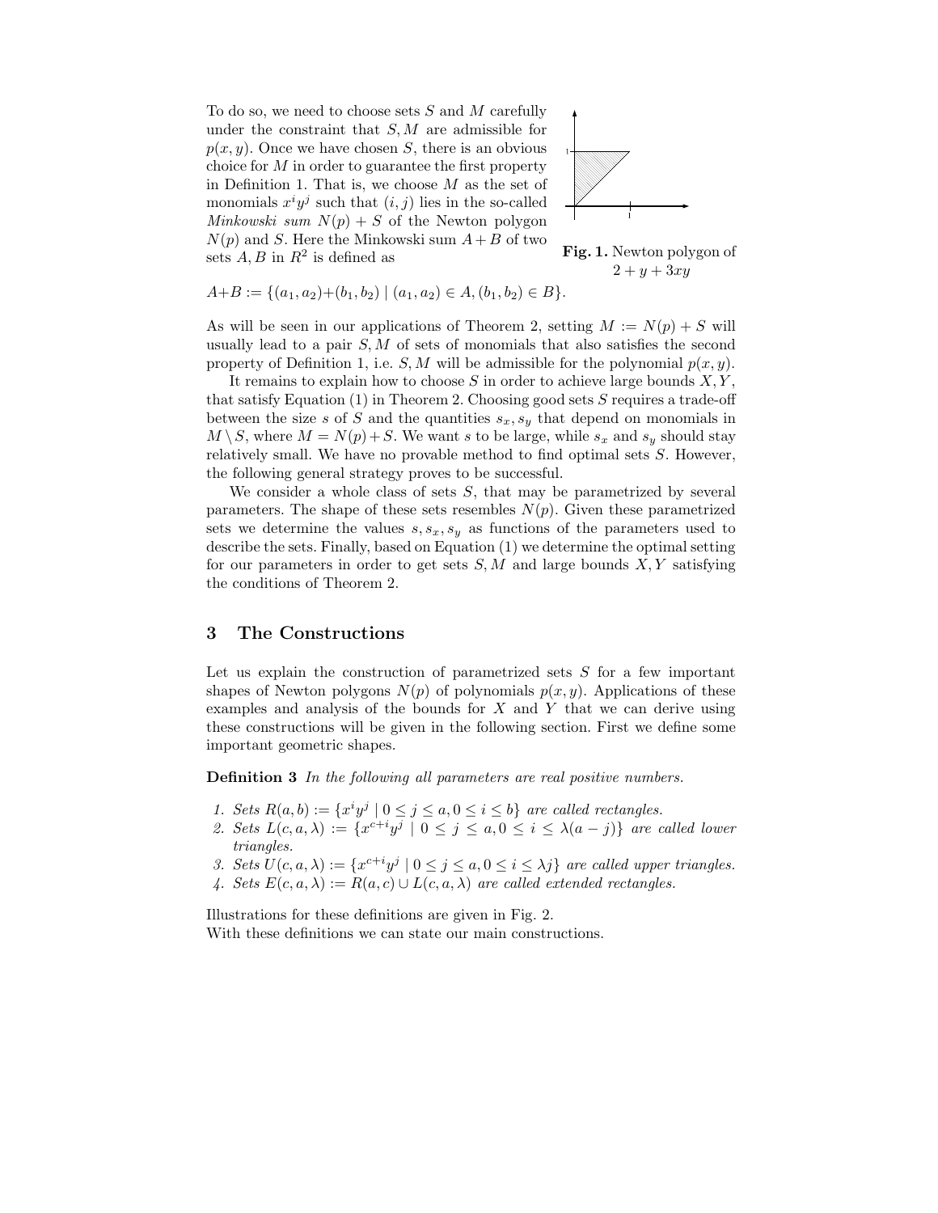To do so, we need to choose sets $S$ and $M$ carefully under the constraint that $S, M$ are admissible for $p(x,y)$. Once we have chosen $S$, there is an obvious choice for $M$ in order to guarantee the first property in Definition 1. That is, we choose $M$ as the set of monomials $x^i y^j$ such that $(i,j)$ lies in the so-called *Minkowski sum* $N(p) + S$ of the Newton polygon $N(p)$ and $S$. Here the Minkowski sum $A + B$ of two sets $A, B$ in $R^2$ is defined as

**Fig. 1.** Newton polygon of $2 + y + 3xy$

$$A+B := \{(a_1,a_2)+(b_1,b_2) \mid (a_1,a_2) \in A, (b_1,b_2) \in B\}.$$

As will be seen in our applications of Theorem 2, setting $M := N(p) + S$ will usually lead to a pair $S, M$ of sets of monomials that also satisfies the second property of Definition 1, i.e. $S, M$ will be admissible for the polynomial $p(x,y)$.

It remains to explain how to choose $S$ in order to achieve large bounds $X, Y$, that satisfy Equation (1) in Theorem 2. Choosing good sets $S$ requires a trade-off between the size $s$ of $S$ and the quantities $s_x, s_y$ that depend on monomials in $M \setminus S$, where $M = N(p) + S$. We want $s$ to be large, while $s_x$ and $s_y$ should stay relatively small. We have no provable method to find optimal sets $S$. However, the following general strategy proves to be successful.

We consider a whole class of sets $S$, that may be parametrized by several parameters. The shape of these sets resembles $N(p)$. Given these parametrized sets we determine the values $s, s_x, s_y$ as functions of the parameters used to describe the sets. Finally, based on Equation (1) we determine the optimal setting for our parameters in order to get sets $S, M$ and large bounds $X, Y$ satisfying the conditions of Theorem 2.

## 3 The Constructions

Let us explain the construction of parametrized sets $S$ for a few important shapes of Newton polygons $N(p)$ of polynomials $p(x,y)$. Applications of these examples and analysis of the bounds for $X$ and $Y$ that we can derive using these constructions will be given in the following section. First we define some important geometric shapes.

**Definition 3** *In the following all parameters are real positive numbers.*

1. *Sets* $R(a,b) := \{x^i y^j \mid 0 \le j \le a, 0 \le i \le b\}$ *are called rectangles.*
2. *Sets* $L(c,a,\lambda) := \{x^{c+i} y^j \mid 0 \le j \le a, 0 \le i \le \lambda(a-j)\}$ *are called lower triangles.*
3. *Sets* $U(c,a,\lambda) := \{x^{c+i} y^j \mid 0 \le j \le a, 0 \le i \le \lambda j\}$ *are called upper triangles.*
4. *Sets* $E(c,a,\lambda) := R(a,c) \cup L(c,a,\lambda)$ *are called extended rectangles.*

Illustrations for these definitions are given in Fig. 2.
With these definitions we can state our main constructions.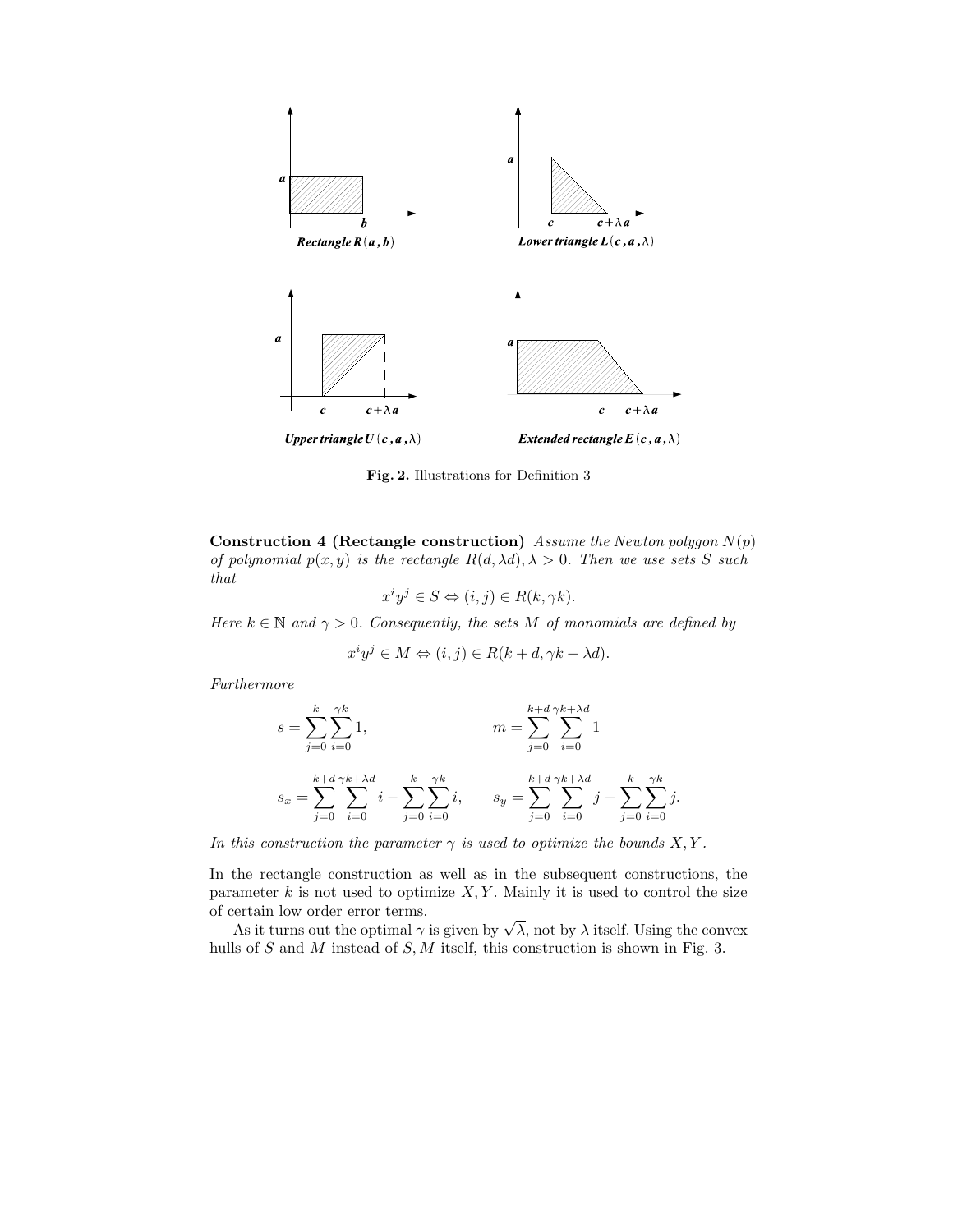**Fig. 2.** Illustrations for Definition 3

**Construction 4 (Rectangle construction)** *Assume the Newton polygon $N(p)$ of polynomial $p(x,y)$ is the rectangle $R(d, \lambda d), \lambda > 0$. Then we use sets $S$ such that*

$$x^i y^j \in S \Leftrightarrow (i,j) \in R(k, \gamma k).$$

*Here $k \in \mathbb{N}$ and $\gamma > 0$. Consequently, the sets $M$ of monomials are defined by*

$$x^i y^j \in M \Leftrightarrow (i,j) \in R(k+d, \gamma k + \lambda d).$$

*Furthermore*

$$s = \sum_{j=0}^{k} \sum_{i=0}^{\gamma k} 1, \qquad m = \sum_{j=0}^{k+d} \sum_{i=0}^{\gamma k + \lambda d} 1$$

$$s_x = \sum_{j=0}^{k+d} \sum_{i=0}^{\gamma k + \lambda d} i - \sum_{j=0}^{k} \sum_{i=0}^{\gamma k} i, \qquad s_y = \sum_{j=0}^{k+d} \sum_{i=0}^{\gamma k + \lambda d} j - \sum_{j=0}^{k} \sum_{i=0}^{\gamma k} j.$$

*In this construction the parameter $\gamma$ is used to optimize the bounds $X, Y$.*

In the rectangle construction as well as in the subsequent constructions, the parameter $k$ is not used to optimize $X, Y$. Mainly it is used to control the size of certain low order error terms.

As it turns out the optimal $\gamma$ is given by $\sqrt{\lambda}$, not by $\lambda$ itself. Using the convex hulls of $S$ and $M$ instead of $S, M$ itself, this construction is shown in Fig. 3.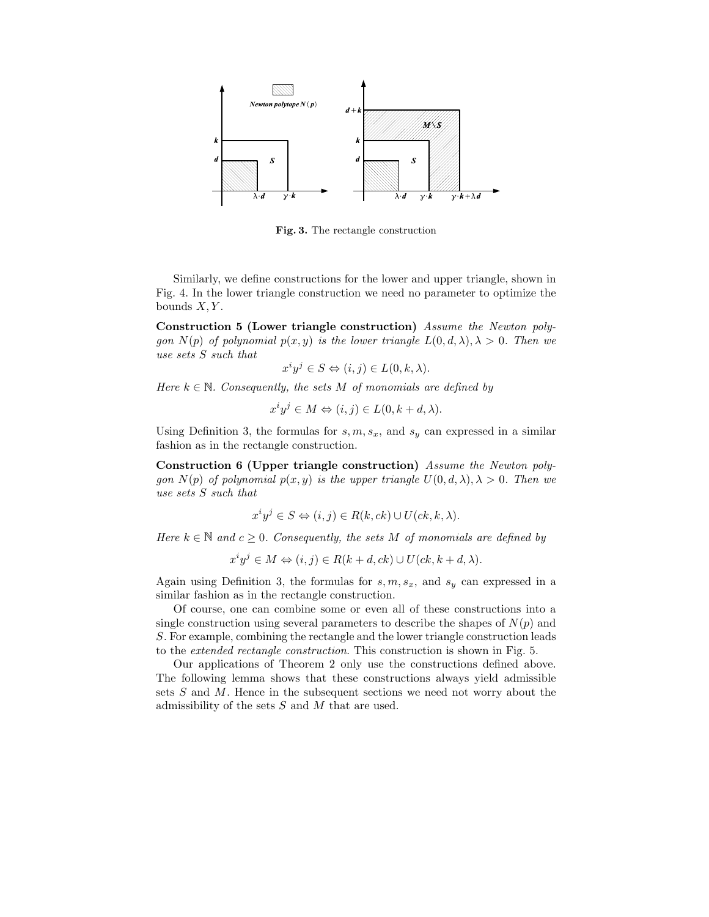**Fig. 3.** The rectangle construction

Similarly, we define constructions for the lower and upper triangle, shown in Fig. 4. In the lower triangle construction we need no parameter to optimize the bounds $X, Y$.

**Construction 5 (Lower triangle construction)** *Assume the Newton polygon $N(p)$ of polynomial $p(x, y)$ is the lower triangle $L(0, d, \lambda), \lambda > 0$. Then we use sets $S$ such that*

$$x^i y^j \in S \Leftrightarrow (i, j) \in L(0, k, \lambda).$$

*Here $k \in \mathbb{N}$. Consequently, the sets $M$ of monomials are defined by*

$$x^i y^j \in M \Leftrightarrow (i, j) \in L(0, k + d, \lambda).$$

Using Definition 3, the formulas for $s, m, s_x$, and $s_y$ can expressed in a similar fashion as in the rectangle construction.

**Construction 6 (Upper triangle construction)** *Assume the Newton polygon $N(p)$ of polynomial $p(x, y)$ is the upper triangle $U(0, d, \lambda), \lambda > 0$. Then we use sets $S$ such that*

$$x^i y^j \in S \Leftrightarrow (i, j) \in R(k, ck) \cup U(ck, k, \lambda).$$

*Here $k \in \mathbb{N}$ and $c \geq 0$. Consequently, the sets $M$ of monomials are defined by*

$$x^i y^j \in M \Leftrightarrow (i, j) \in R(k + d, ck) \cup U(ck, k + d, \lambda).$$

Again using Definition 3, the formulas for $s, m, s_x$, and $s_y$ can expressed in a similar fashion as in the rectangle construction.

Of course, one can combine some or even all of these constructions into a single construction using several parameters to describe the shapes of $N(p)$ and $S$. For example, combining the rectangle and the lower triangle construction leads to the *extended rectangle construction*. This construction is shown in Fig. 5.

Our applications of Theorem 2 only use the constructions defined above. The following lemma shows that these constructions always yield admissible sets $S$ and $M$. Hence in the subsequent sections we need not worry about the admissibility of the sets $S$ and $M$ that are used.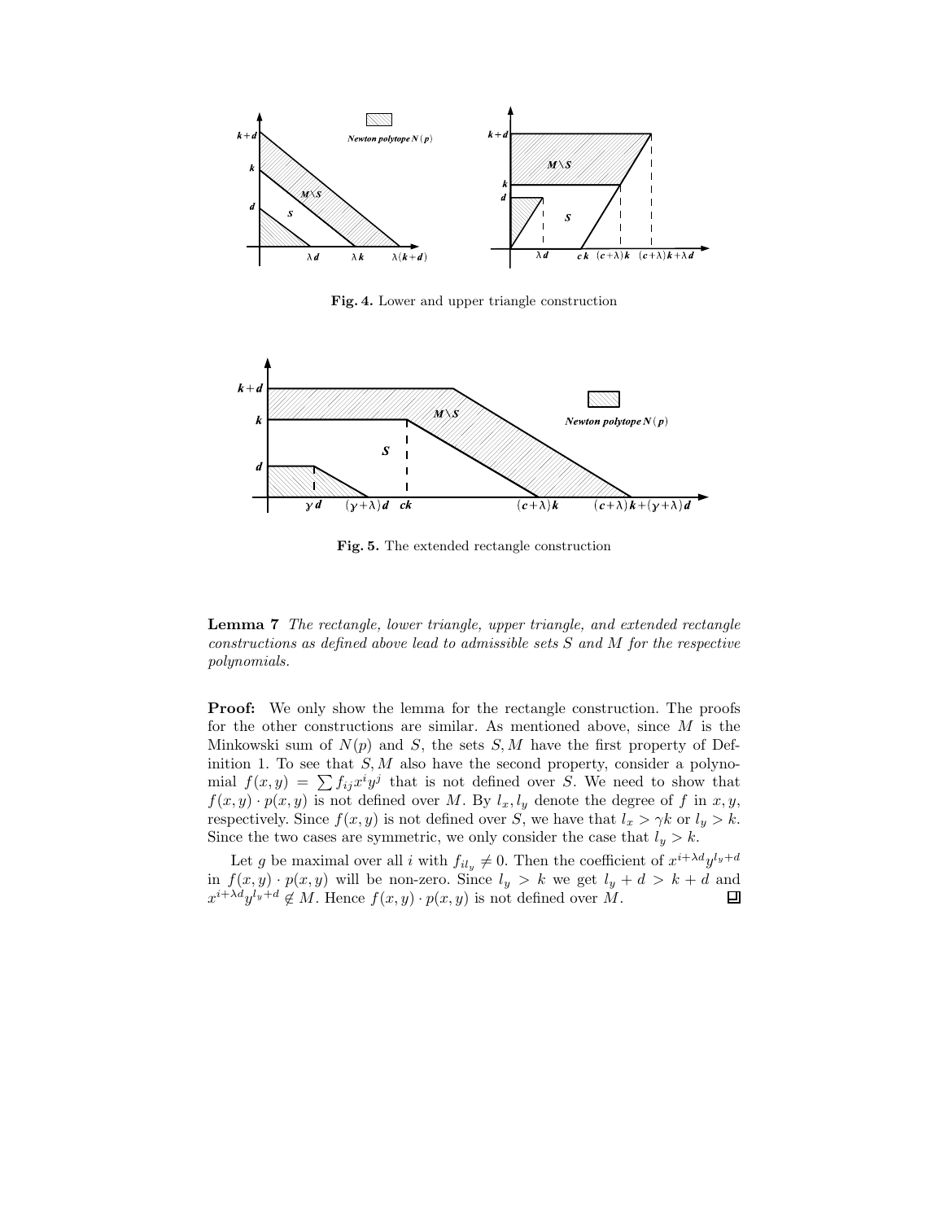Fig. 4. Lower and upper triangle construction

Fig. 5. The extended rectangle construction

**Lemma 7** *The rectangle, lower triangle, upper triangle, and extended rectangle constructions as defined above lead to admissible sets $S$ and $M$ for the respective polynomials.*

**Proof:** We only show the lemma for the rectangle construction. The proofs for the other constructions are similar. As mentioned above, since $M$ is the Minkowski sum of $N(p)$ and $S$, the sets $S, M$ have the first property of Definition 1. To see that $S, M$ also have the second property, consider a polynomial $f(x, y) = \sum f_{ij} x^i y^j$ that is not defined over $S$. We need to show that $f(x, y) \cdot p(x, y)$ is not defined over $M$. By $l_x, l_y$ denote the degree of $f$ in $x, y$, respectively. Since $f(x, y)$ is not defined over $S$, we have that $l_x > \gamma k$ or $l_y > k$. Since the two cases are symmetric, we only consider the case that $l_y > k$.

Let $g$ be maximal over all $i$ with $f_{il_y} \neq 0$. Then the coefficient of $x^{i+\lambda d} y^{l_y+d}$ in $f(x, y) \cdot p(x, y)$ will be non-zero. Since $l_y > k$ we get $l_y + d > k + d$ and $x^{i+\lambda d} y^{l_y+d} \notin M$. Hence $f(x, y) \cdot p(x, y)$ is not defined over $M$. □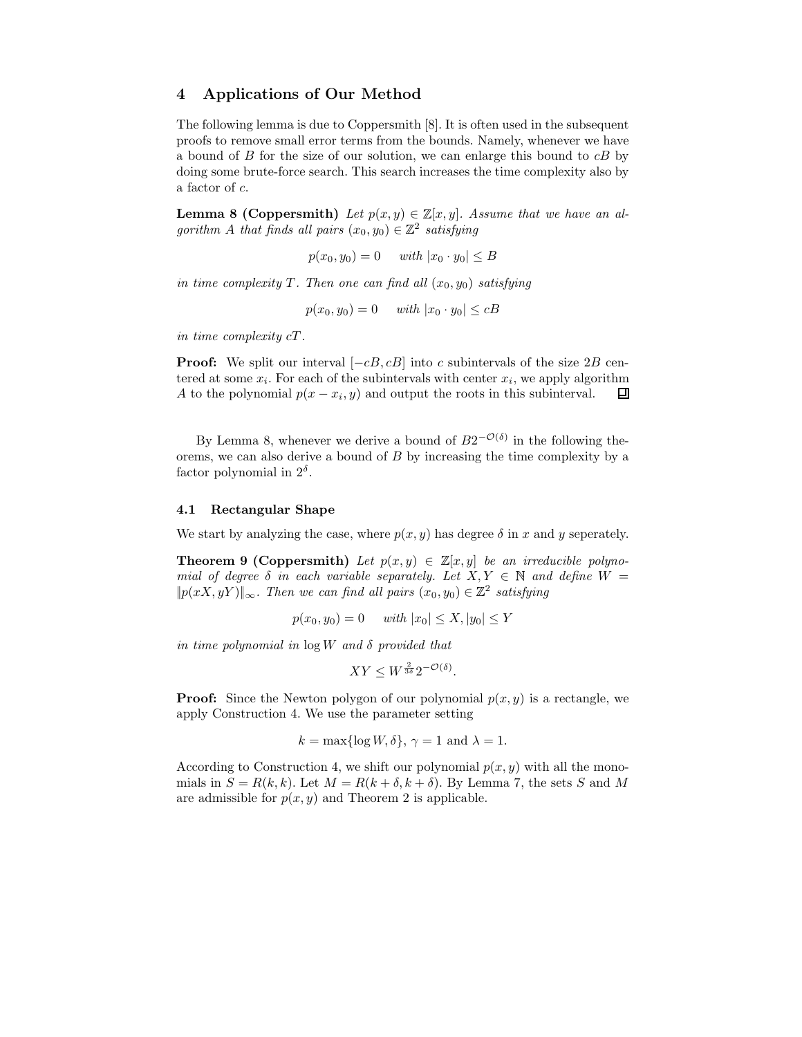## 4 Applications of Our Method

The following lemma is due to Coppersmith [8]. It is often used in the subsequent proofs to remove small error terms from the bounds. Namely, whenever we have a bound of $B$ for the size of our solution, we can enlarge this bound to $cB$ by doing some brute-force search. This search increases the time complexity also by a factor of $c$.

**Lemma 8 (Coppersmith)** *Let $p(x,y) \in \mathbb{Z}[x,y]$. Assume that we have an algorithm $A$ that finds all pairs $(x_0, y_0) \in \mathbb{Z}^2$ satisfying*

$$p(x_0, y_0) = 0 \quad \text{with } |x_0 \cdot y_0| \leq B$$

*in time complexity $T$. Then one can find all $(x_0, y_0)$ satisfying*

$$p(x_0, y_0) = 0 \quad \text{with } |x_0 \cdot y_0| \leq cB$$

*in time complexity $cT$.*

**Proof:** We split our interval $[-cB, cB]$ into $c$ subintervals of the size $2B$ centered at some $x_i$. For each of the subintervals with center $x_i$, we apply algorithm $A$ to the polynomial $p(x - x_i, y)$ and output the roots in this subinterval. □

By Lemma 8, whenever we derive a bound of $B2^{-\mathcal{O}(\delta)}$ in the following theorems, we can also derive a bound of $B$ by increasing the time complexity by a factor polynomial in $2^{\delta}$.

### 4.1 Rectangular Shape

We start by analyzing the case, where $p(x,y)$ has degree $\delta$ in $x$ and $y$ seperately.

**Theorem 9 (Coppersmith)** *Let $p(x,y) \in \mathbb{Z}[x,y]$ be an irreducible polynomial of degree $\delta$ in each variable separately. Let $X, Y \in \mathbb{N}$ and define $W = \|p(xX, yY)\|_{\infty}$. Then we can find all pairs $(x_0, y_0) \in \mathbb{Z}^2$ satisfying*

$$p(x_0, y_0) = 0 \quad \text{with } |x_0| \leq X, |y_0| \leq Y$$

*in time polynomial in $\log W$ and $\delta$ provided that*

$$XY \leq W^{\frac{2}{3\delta}} 2^{-\mathcal{O}(\delta)}.$$

**Proof:** Since the Newton polygon of our polynomial $p(x,y)$ is a rectangle, we apply Construction 4. We use the parameter setting

$$k = \max\{\log W, \delta\},\ \gamma = 1 \text{ and } \lambda = 1.$$

According to Construction 4, we shift our polynomial $p(x,y)$ with all the monomials in $S = R(k,k)$. Let $M = R(k+\delta, k+\delta)$. By Lemma 7, the sets $S$ and $M$ are admissible for $p(x,y)$ and Theorem 2 is applicable.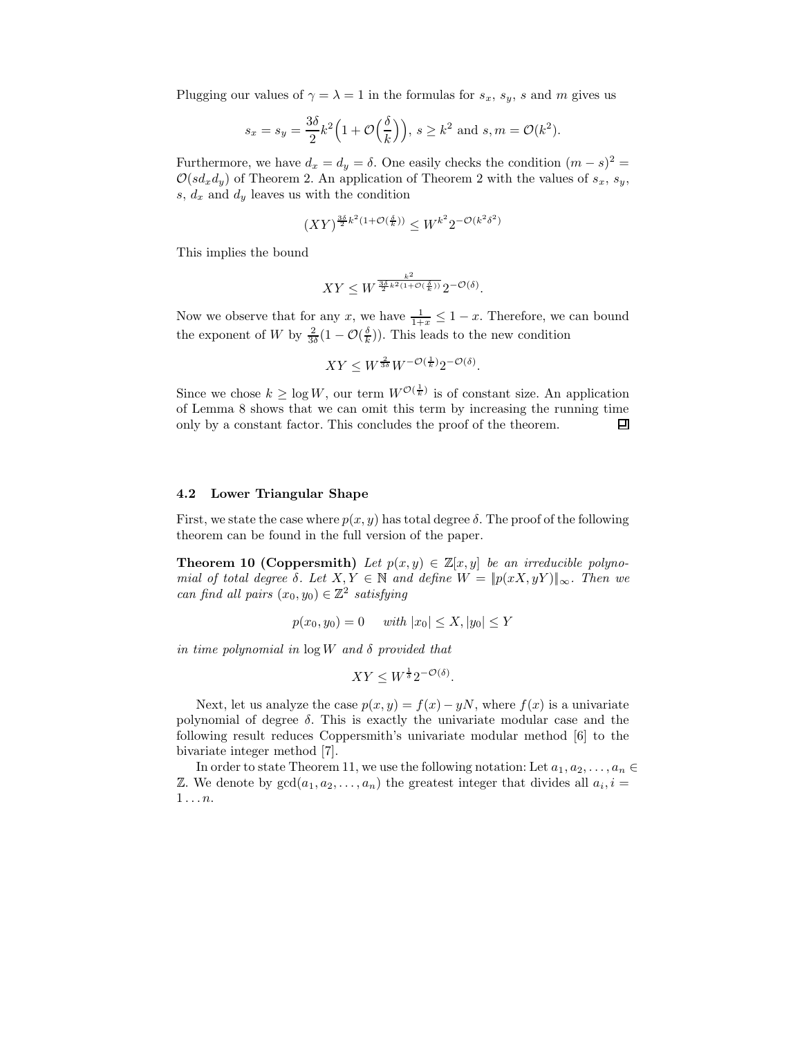Plugging our values of $\gamma = \lambda = 1$ in the formulas for $s_x$, $s_y$, $s$ and $m$ gives us

$$s_x = s_y = \frac{3\delta}{2}k^2\Big(1 + \mathcal{O}\Big(\frac{\delta}{k}\Big)\Big),\ s \geq k^2 \text{ and } s, m = \mathcal{O}(k^2).$$

Furthermore, we have $d_x = d_y = \delta$. One easily checks the condition $(m-s)^2 = \mathcal{O}(sd_xd_y)$ of Theorem 2. An application of Theorem 2 with the values of $s_x$, $s_y$, $s$, $d_x$ and $d_y$ leaves us with the condition

$$(XY)^{\frac{3\delta}{2}k^2(1+\mathcal{O}(\frac{\delta}{k}))} \leq W^{k^2} 2^{-\mathcal{O}(k^2\delta^2)}$$

This implies the bound

$$XY \leq W^{\frac{k^2}{\frac{3\delta}{2}k^2(1+\mathcal{O}(\frac{\delta}{k}))}} 2^{-\mathcal{O}(\delta)}.$$

Now we observe that for any $x$, we have $\frac{1}{1+x} \leq 1 - x$. Therefore, we can bound the exponent of $W$ by $\frac{2}{3\delta}(1 - \mathcal{O}(\frac{\delta}{k}))$. This leads to the new condition

$$XY \leq W^{\frac{2}{3\delta}} W^{-\mathcal{O}(\frac{1}{k})} 2^{-\mathcal{O}(\delta)}.$$

Since we chose $k \geq \log W$, our term $W^{\mathcal{O}(\frac{1}{k})}$ is of constant size. An application of Lemma 8 shows that we can omit this term by increasing the running time only by a constant factor. This concludes the proof of the theorem. ◻

### 4.2 Lower Triangular Shape

First, we state the case where $p(x, y)$ has total degree $\delta$. The proof of the following theorem can be found in the full version of the paper.

**Theorem 10 (Coppersmith)** *Let $p(x, y) \in \mathbb{Z}[x, y]$ be an irreducible polynomial of total degree $\delta$. Let $X, Y \in \mathbb{N}$ and define $W = \|p(xX, yY)\|_\infty$. Then we can find all pairs $(x_0, y_0) \in \mathbb{Z}^2$ satisfying*

$$p(x_0, y_0) = 0 \quad \text{with } |x_0| \leq X, |y_0| \leq Y$$

*in time polynomial in $\log W$ and $\delta$ provided that*

$$XY \leq W^{\frac{1}{\delta}} 2^{-\mathcal{O}(\delta)}.$$

Next, let us analyze the case $p(x, y) = f(x) - yN$, where $f(x)$ is a univariate polynomial of degree $\delta$. This is exactly the univariate modular case and the following result reduces Coppersmith's univariate modular method [6] to the bivariate integer method [7].

In order to state Theorem 11, we use the following notation: Let $a_1, a_2, \ldots, a_n \in \mathbb{Z}$. We denote by $\gcd(a_1, a_2, \ldots, a_n)$ the greatest integer that divides all $a_i, i = 1 \ldots n$.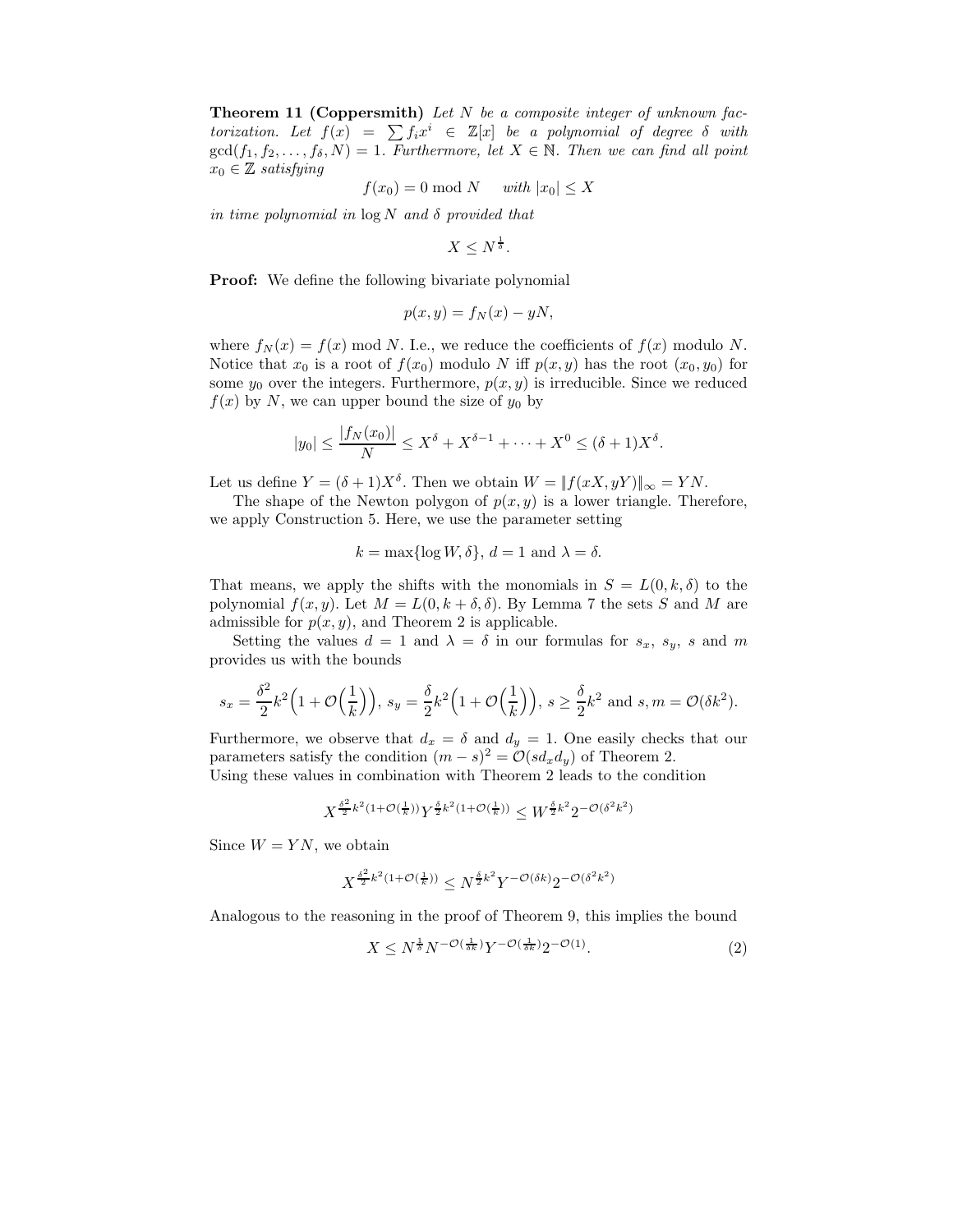**Theorem 11 (Coppersmith)** *Let $N$ be a composite integer of unknown factorization. Let $f(x) = \sum f_i x^i \in \mathbb{Z}[x]$ be a polynomial of degree $\delta$ with $\gcd(f_1, f_2, \ldots, f_\delta, N) = 1$. Furthermore, let $X \in \mathbb{N}$. Then we can find all point $x_0 \in \mathbb{Z}$ satisfying*

$$f(x_0) = 0 \bmod N \quad \text{ with } |x_0| \leq X$$

*in time polynomial in $\log N$ and $\delta$ provided that*

$$X \leq N^{\frac{1}{\delta}}.$$

**Proof:** We define the following bivariate polynomial

$$p(x, y) = f_N(x) - yN,$$

where $f_N(x) = f(x) \bmod N$. I.e., we reduce the coefficients of $f(x)$ modulo $N$. Notice that $x_0$ is a root of $f(x_0)$ modulo $N$ iff $p(x, y)$ has the root $(x_0, y_0)$ for some $y_0$ over the integers. Furthermore, $p(x, y)$ is irreducible. Since we reduced $f(x)$ by $N$, we can upper bound the size of $y_0$ by

$$|y_0| \leq \frac{|f_N(x_0)|}{N} \leq X^\delta + X^{\delta-1} + \cdots + X^0 \leq (\delta+1)X^\delta.$$

Let us define $Y = (\delta+1)X^\delta$. Then we obtain $W = \|f(xX, yY)\|_\infty = YN$.

The shape of the Newton polygon of $p(x, y)$ is a lower triangle. Therefore, we apply Construction 5. Here, we use the parameter setting

$$k = \max\{\log W, \delta\},\ d = 1 \text{ and } \lambda = \delta.$$

That means, we apply the shifts with the monomials in $S = L(0, k, \delta)$ to the polynomial $f(x, y)$. Let $M = L(0, k+\delta, \delta)$. By Lemma 7 the sets $S$ and $M$ are admissible for $p(x, y)$, and Theorem 2 is applicable.

Setting the values $d = 1$ and $\lambda = \delta$ in our formulas for $s_x$, $s_y$, $s$ and $m$ provides us with the bounds

$$s_x = \frac{\delta^2}{2}k^2\Big(1 + \mathcal{O}\Big(\frac{1}{k}\Big)\Big),\ s_y = \frac{\delta}{2}k^2\Big(1 + \mathcal{O}\Big(\frac{1}{k}\Big)\Big),\ s \geq \frac{\delta}{2}k^2 \text{ and } s, m = \mathcal{O}(\delta k^2).$$

Furthermore, we observe that $d_x = \delta$ and $d_y = 1$. One easily checks that our parameters satisfy the condition $(m-s)^2 = \mathcal{O}(s d_x d_y)$ of Theorem 2.
Using these values in combination with Theorem 2 leads to the condition

$$X^{\frac{\delta^2}{2}k^2(1+\mathcal{O}(\frac{1}{k}))} Y^{\frac{\delta}{2}k^2(1+\mathcal{O}(\frac{1}{k}))} \leq W^{\frac{\delta}{2}k^2} 2^{-\mathcal{O}(\delta^2 k^2)}$$

Since $W = YN$, we obtain

$$X^{\frac{\delta^2}{2}k^2(1+\mathcal{O}(\frac{1}{k}))} \leq N^{\frac{\delta}{2}k^2} Y^{-\mathcal{O}(\delta k)} 2^{-\mathcal{O}(\delta^2 k^2)}$$

Analogous to the reasoning in the proof of Theorem 9, this implies the bound

$$X \leq N^{\frac{1}{\delta}} N^{-\mathcal{O}(\frac{1}{\delta k})} Y^{-\mathcal{O}(\frac{1}{\delta k})} 2^{-\mathcal{O}(1)}. \tag{2}$$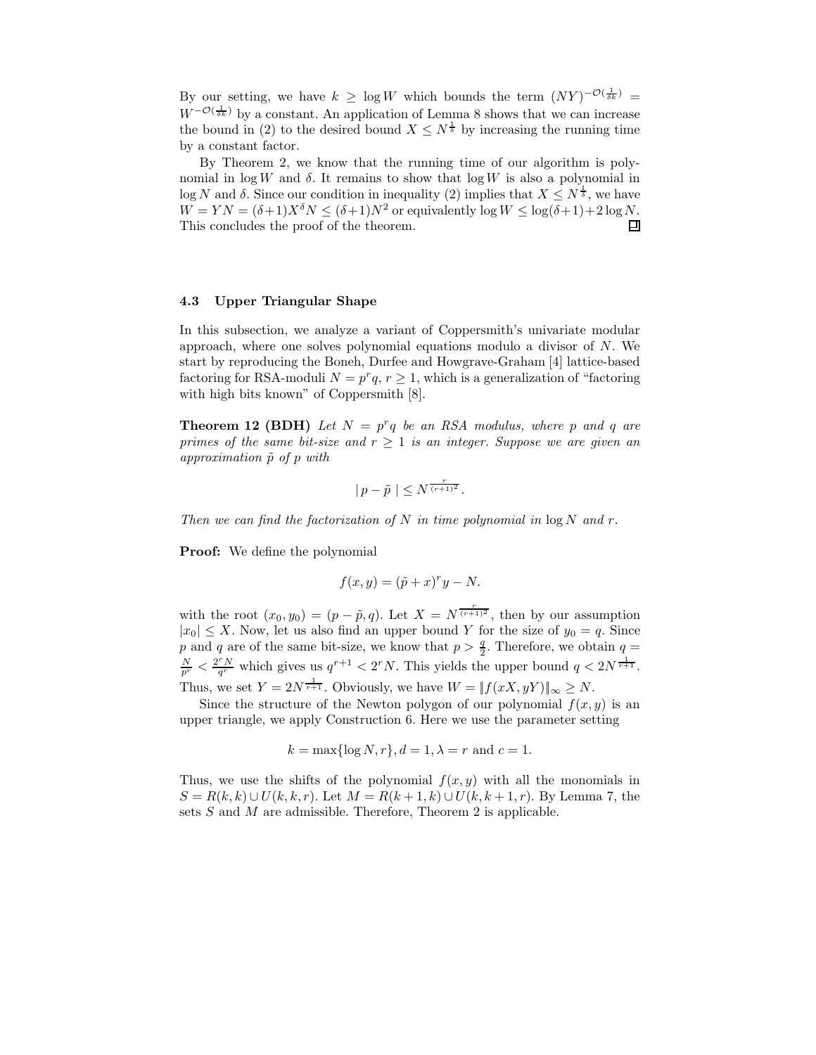By our setting, we have $k \geq \log W$ which bounds the term $(NY)^{-\mathcal{O}(\frac{1}{\delta k})} = W^{-\mathcal{O}(\frac{1}{\delta k})}$ by a constant. An application of Lemma 8 shows that we can increase the bound in (2) to the desired bound $X \leq N^{\frac{1}{\delta}}$ by increasing the running time by a constant factor.

By Theorem 2, we know that the running time of our algorithm is polynomial in $\log W$ and $\delta$. It remains to show that $\log W$ is also a polynomial in $\log N$ and $\delta$. Since our condition in inequality (2) implies that $X \leq N^{\frac{1}{\delta}}$, we have $W = YN = (\delta+1)X^{\delta}N \leq (\delta+1)N^2$ or equivalently $\log W \leq \log(\delta+1) + 2\log N$. This concludes the proof of the theorem. □

### 4.3 Upper Triangular Shape

In this subsection, we analyze a variant of Coppersmith's univariate modular approach, where one solves polynomial equations modulo a divisor of $N$. We start by reproducing the Boneh, Durfee and Howgrave-Graham [4] lattice-based factoring for RSA-moduli $N = p^r q$, $r \geq 1$, which is a generalization of "factoring with high bits known" of Coppersmith [8].

**Theorem 12 (BDH)** *Let $N = p^r q$ be an RSA modulus, where $p$ and $q$ are primes of the same bit-size and $r \geq 1$ is an integer. Suppose we are given an approximation $\tilde{p}$ of $p$ with*

$$|\, p - \tilde{p} \,| \leq N^{\frac{r}{(r+1)^2}}.$$

*Then we can find the factorization of $N$ in time polynomial in $\log N$ and $r$.*

**Proof:** We define the polynomial

$$f(x, y) = (\tilde{p} + x)^r y - N.$$

with the root $(x_0, y_0) = (p - \tilde{p}, q)$. Let $X = N^{\frac{r}{(r+1)^2}}$, then by our assumption $|x_0| \leq X$. Now, let us also find an upper bound $Y$ for the size of $y_0 = q$. Since $p$ and $q$ are of the same bit-size, we know that $p > \frac{q}{2}$. Therefore, we obtain $q = \frac{N}{p^r} < \frac{2^r N}{q^r}$ which gives us $q^{r+1} < 2^r N$. This yields the upper bound $q < 2N^{\frac{1}{r+1}}$. Thus, we set $Y = 2N^{\frac{1}{r+1}}$. Obviously, we have $W = \|f(xX, yY)\|_\infty \geq N$.

Since the structure of the Newton polygon of our polynomial $f(x, y)$ is an upper triangle, we apply Construction 6. Here we use the parameter setting

$$k = \max\{\log N, r\}, d = 1, \lambda = r \text{ and } c = 1.$$

Thus, we use the shifts of the polynomial $f(x, y)$ with all the monomials in $S = R(k, k) \cup U(k, k, r)$. Let $M = R(k+1, k) \cup U(k, k+1, r)$. By Lemma 7, the sets $S$ and $M$ are admissible. Therefore, Theorem 2 is applicable.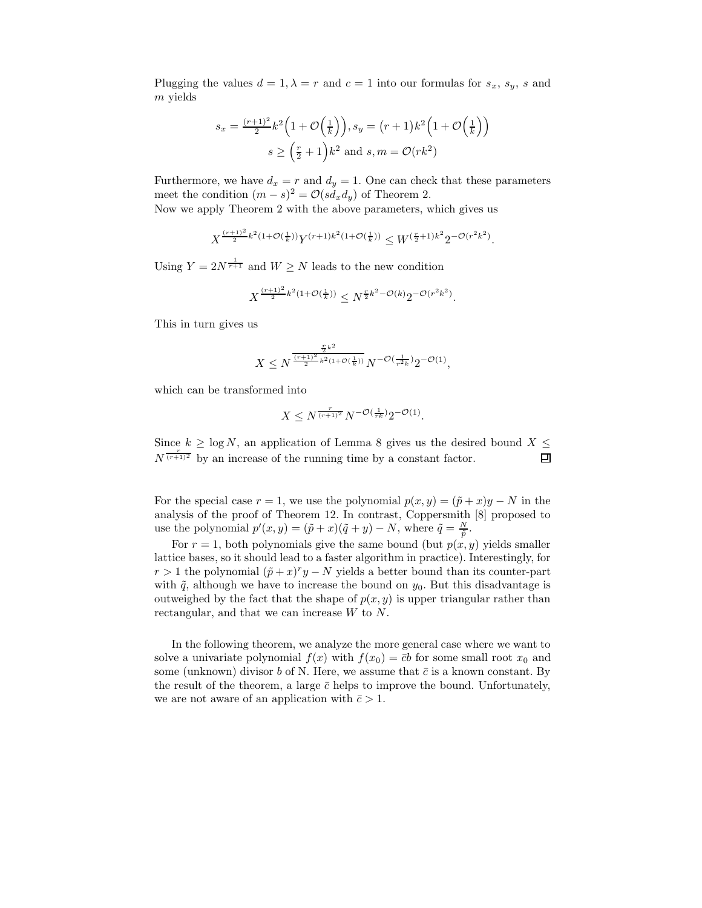Plugging the values $d = 1, \lambda = r$ and $c = 1$ into our formulas for $s_x$, $s_y$, $s$ and $m$ yields

$$s_x = \tfrac{(r+1)^2}{2} k^2 \Big(1 + \mathcal{O}\Big(\tfrac{1}{k}\Big)\Big), s_y = (r+1)k^2\Big(1 + \mathcal{O}\Big(\tfrac{1}{k}\Big)\Big)$$
$$s \geq \Big(\tfrac{r}{2} + 1\Big)k^2 \text{ and } s, m = \mathcal{O}(rk^2)$$

Furthermore, we have $d_x = r$ and $d_y = 1$. One can check that these parameters meet the condition $(m - s)^2 = \mathcal{O}(sd_x d_y)$ of Theorem 2.
Now we apply Theorem 2 with the above parameters, which gives us

$$X^{\frac{(r+1)^2}{2}k^2(1+\mathcal{O}(\frac{1}{k}))} Y^{(r+1)k^2(1+\mathcal{O}(\frac{1}{k}))} \leq W^{(\frac{r}{2}+1)k^2} 2^{-\mathcal{O}(r^2k^2)}.$$

Using $Y = 2N^{\frac{1}{r+1}}$ and $W \geq N$ leads to the new condition

$$X^{\frac{(r+1)^2}{2}k^2(1+\mathcal{O}(\frac{1}{k}))} \leq N^{\frac{r}{2}k^2 - \mathcal{O}(k)} 2^{-\mathcal{O}(r^2k^2)}.$$

This in turn gives us

$$X \leq N^{\frac{\frac{r}{2}k^2}{\frac{(r+1)^2}{2}k^2(1+\mathcal{O}(\frac{1}{k}))}} N^{-\mathcal{O}(\frac{1}{r^2 k})} 2^{-\mathcal{O}(1)},$$

which can be transformed into

$$X \leq N^{\frac{r}{(r+1)^2}} N^{-\mathcal{O}(\frac{1}{rk})} 2^{-\mathcal{O}(1)}.$$

Since $k \geq \log N$, an application of Lemma 8 gives us the desired bound $X \leq N^{\frac{r}{(r+1)^2}}$ by an increase of the running time by a constant factor. □

For the special case $r = 1$, we use the polynomial $p(x, y) = (\tilde{p} + x)y - N$ in the analysis of the proof of Theorem 12. In contrast, Coppersmith [8] proposed to use the polynomial $p'(x, y) = (\tilde{p} + x)(\tilde{q} + y) - N$, where $\tilde{q} = \frac{N}{\tilde{p}}$.

For $r = 1$, both polynomials give the same bound (but $p(x, y)$ yields smaller lattice bases, so it should lead to a faster algorithm in practice). Interestingly, for $r > 1$ the polynomial $(\tilde{p} + x)^r y - N$ yields a better bound than its counter-part with $\tilde{q}$, although we have to increase the bound on $y_0$. But this disadvantage is outweighed by the fact that the shape of $p(x, y)$ is upper triangular rather than rectangular, and that we can increase $W$ to $N$.

In the following theorem, we analyze the more general case where we want to solve a univariate polynomial $f(x)$ with $f(x_0) = \bar{c}b$ for some small root $x_0$ and some (unknown) divisor $b$ of N. Here, we assume that $\bar{c}$ is a known constant. By the result of the theorem, a large $\bar{c}$ helps to improve the bound. Unfortunately, we are not aware of an application with $\bar{c} > 1$.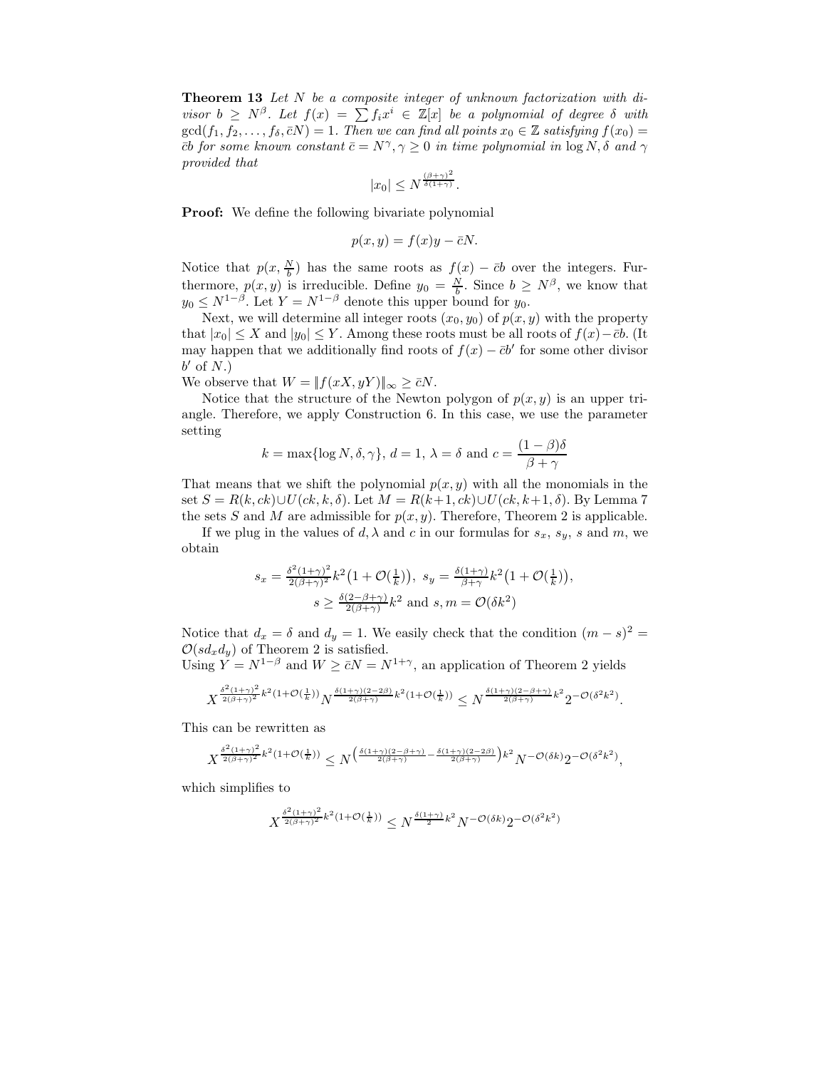**Theorem 13** *Let $N$ be a composite integer of unknown factorization with divisor $b \geq N^{\beta}$. Let $f(x) = \sum f_i x^i \in \mathbb{Z}[x]$ be a polynomial of degree $\delta$ with $\gcd(f_1, f_2, \ldots, f_\delta, \bar{c}N) = 1$. Then we can find all points $x_0 \in \mathbb{Z}$ satisfying $f(x_0) = \bar{c}b$ for some known constant $\bar{c} = N^{\gamma}, \gamma \geq 0$ in time polynomial in $\log N, \delta$ and $\gamma$ provided that*

$$|x_0| \leq N^{\frac{(\beta+\gamma)^2}{\delta(1+\gamma)}}.$$

**Proof:** We define the following bivariate polynomial

$$p(x, y) = f(x)y - \bar{c}N.$$

Notice that $p(x, \frac{N}{b})$ has the same roots as $f(x) - \bar{c}b$ over the integers. Furthermore, $p(x, y)$ is irreducible. Define $y_0 = \frac{N}{b}$. Since $b \geq N^{\beta}$, we know that $y_0 \leq N^{1-\beta}$. Let $Y = N^{1-\beta}$ denote this upper bound for $y_0$.

Next, we will determine all integer roots $(x_0, y_0)$ of $p(x, y)$ with the property that $|x_0| \leq X$ and $|y_0| \leq Y$. Among these roots must be all roots of $f(x) - \bar{c}b$. (It may happen that we additionally find roots of $f(x) - \bar{c}b'$ for some other divisor $b'$ of $N$.)

We observe that $W = \|f(xX, yY)\|_\infty \geq \bar{c}N$.

Notice that the structure of the Newton polygon of $p(x, y)$ is an upper triangle. Therefore, we apply Construction 6. In this case, we use the parameter setting

$$k = \max\{\log N, \delta, \gamma\},\ d = 1,\ \lambda = \delta \text{ and } c = \frac{(1-\beta)\delta}{\beta + \gamma}$$

That means that we shift the polynomial $p(x, y)$ with all the monomials in the set $S = R(k, ck) \cup U(ck, k, \delta)$. Let $M = R(k+1, ck) \cup U(ck, k+1, \delta)$. By Lemma 7 the sets $S$ and $M$ are admissible for $p(x, y)$. Therefore, Theorem 2 is applicable.

If we plug in the values of $d, \lambda$ and $c$ in our formulas for $s_x$, $s_y$, $s$ and $m$, we obtain

$$s_x = \tfrac{\delta^2(1+\gamma)^2}{2(\beta+\gamma)^2} k^2 \big(1 + \mathcal{O}(\tfrac{1}{k})\big),\ s_y = \tfrac{\delta(1+\gamma)}{\beta+\gamma} k^2 \big(1 + \mathcal{O}(\tfrac{1}{k})\big),$$
$$s \geq \tfrac{\delta(2-\beta+\gamma)}{2(\beta+\gamma)} k^2 \text{ and } s, m = \mathcal{O}(\delta k^2)$$

Notice that $d_x = \delta$ and $d_y = 1$. We easily check that the condition $(m-s)^2 = \mathcal{O}(s d_x d_y)$ of Theorem 2 is satisfied.

Using $Y = N^{1-\beta}$ and $W \geq \bar{c}N = N^{1+\gamma}$, an application of Theorem 2 yields

$$X^{\frac{\delta^2(1+\gamma)^2}{2(\beta+\gamma)^2} k^2 (1+\mathcal{O}(\frac{1}{k}))} N^{\frac{\delta(1+\gamma)(2-2\beta)}{2(\beta+\gamma)} k^2 (1+\mathcal{O}(\frac{1}{k}))} \leq N^{\frac{\delta(1+\gamma)(2-\beta+\gamma)}{2(\beta+\gamma)} k^2} 2^{-\mathcal{O}(\delta^2 k^2)}.$$

This can be rewritten as

$$X^{\frac{\delta^2(1+\gamma)^2}{2(\beta+\gamma)^2} k^2 (1+\mathcal{O}(\frac{1}{k}))} \leq N^{\left(\frac{\delta(1+\gamma)(2-\beta+\gamma)}{2(\beta+\gamma)} - \frac{\delta(1+\gamma)(2-2\beta)}{2(\beta+\gamma)}\right) k^2} N^{-\mathcal{O}(\delta k)} 2^{-\mathcal{O}(\delta^2 k^2)},$$

which simplifies to

$$X^{\frac{\delta^2(1+\gamma)^2}{2(\beta+\gamma)^2} k^2 (1+\mathcal{O}(\frac{1}{k}))} \leq N^{\frac{\delta(1+\gamma)}{2} k^2} N^{-\mathcal{O}(\delta k)} 2^{-\mathcal{O}(\delta^2 k^2)}$$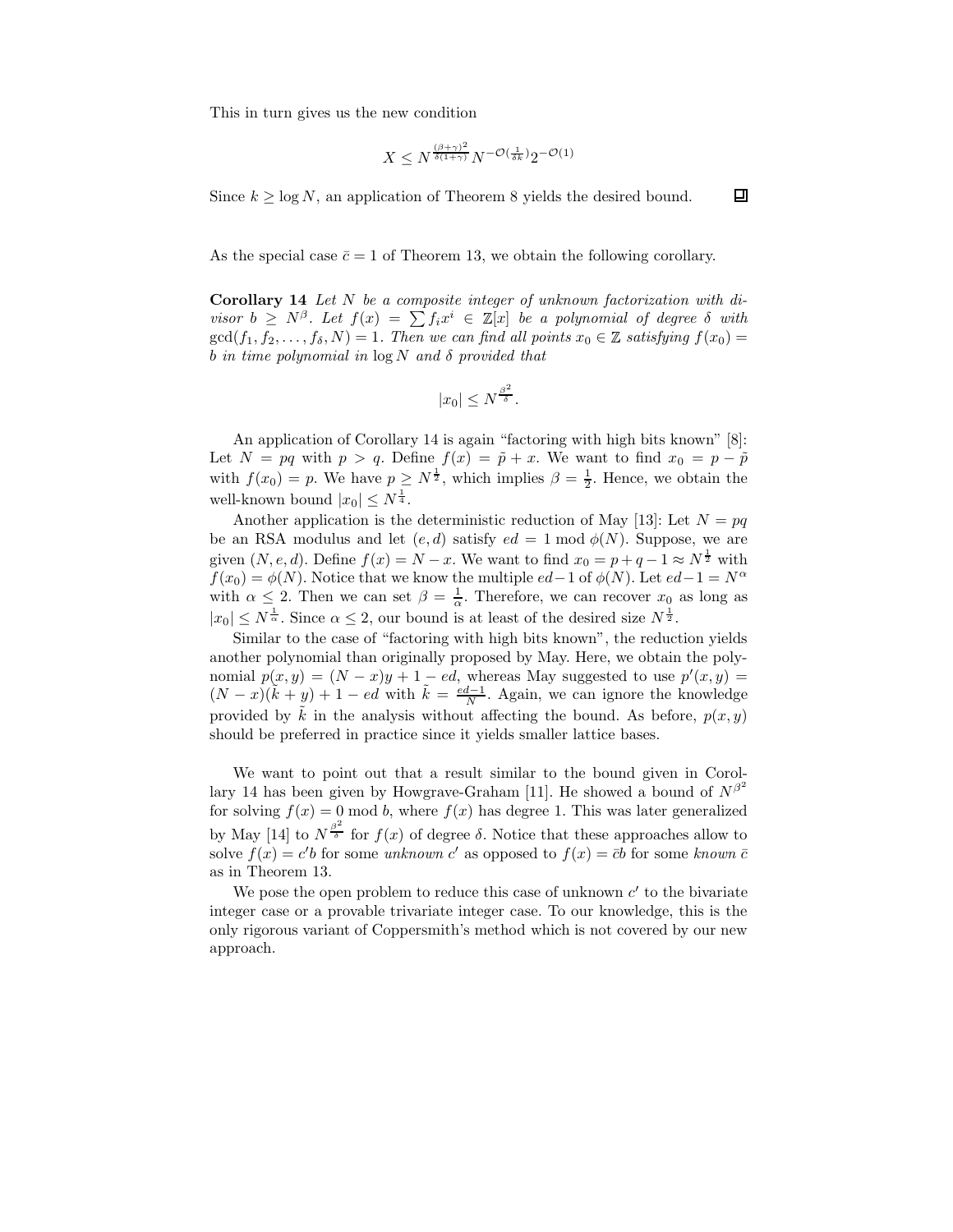This in turn gives us the new condition

$$X \leq N^{\frac{(\beta+\gamma)^2}{\delta(1+\gamma)}} N^{-\mathcal{O}(\frac{1}{\delta k})} 2^{-\mathcal{O}(1)}$$

Since $k \geq \log N$, an application of Theorem 8 yields the desired bound. ◻

As the special case $\bar{c} = 1$ of Theorem 13, we obtain the following corollary.

**Corollary 14** *Let $N$ be a composite integer of unknown factorization with divisor $b \geq N^{\beta}$. Let $f(x) = \sum f_i x^i \in \mathbb{Z}[x]$ be a polynomial of degree $\delta$ with $\gcd(f_1, f_2, \ldots, f_\delta, N) = 1$. Then we can find all points $x_0 \in \mathbb{Z}$ satisfying $f(x_0) = b$ in time polynomial in $\log N$ and $\delta$ provided that*

$$|x_0| \leq N^{\frac{\beta^2}{\delta}}.$$

An application of Corollary 14 is again "factoring with high bits known" [8]: Let $N = pq$ with $p > q$. Define $f(x) = \tilde{p} + x$. We want to find $x_0 = p - \tilde{p}$ with $f(x_0) = p$. We have $p \geq N^{\frac{1}{2}}$, which implies $\beta = \frac{1}{2}$. Hence, we obtain the well-known bound $|x_0| \leq N^{\frac{1}{4}}$.

Another application is the deterministic reduction of May [13]: Let $N = pq$ be an RSA modulus and let $(e, d)$ satisfy $ed = 1 \bmod \phi(N)$. Suppose, we are given $(N, e, d)$. Define $f(x) = N - x$. We want to find $x_0 = p + q - 1 \approx N^{\frac{1}{2}}$ with $f(x_0) = \phi(N)$. Notice that we know the multiple $ed - 1$ of $\phi(N)$. Let $ed - 1 = N^{\alpha}$ with $\alpha \leq 2$. Then we can set $\beta = \frac{1}{\alpha}$. Therefore, we can recover $x_0$ as long as $|x_0| \leq N^{\frac{1}{\alpha}}$. Since $\alpha \leq 2$, our bound is at least of the desired size $N^{\frac{1}{2}}$.

Similar to the case of "factoring with high bits known", the reduction yields another polynomial than originally proposed by May. Here, we obtain the polynomial $p(x, y) = (N - x)y + 1 - ed$, whereas May suggested to use $p'(x, y) = (N - x)(\tilde{k} + y) + 1 - ed$ with $\tilde{k} = \frac{ed-1}{N}$. Again, we can ignore the knowledge provided by $\tilde{k}$ in the analysis without affecting the bound. As before, $p(x, y)$ should be preferred in practice since it yields smaller lattice bases.

We want to point out that a result similar to the bound given in Corollary 14 has been given by Howgrave-Graham [11]. He showed a bound of $N^{\beta^2}$ for solving $f(x) = 0 \bmod b$, where $f(x)$ has degree 1. This was later generalized by May [14] to $N^{\frac{\beta^2}{\delta}}$ for $f(x)$ of degree $\delta$. Notice that these approaches allow to solve $f(x) = c'b$ for some *unknown* $c'$ as opposed to $f(x) = \bar{c}b$ for some *known* $\bar{c}$ as in Theorem 13.

We pose the open problem to reduce this case of unknown $c'$ to the bivariate integer case or a provable trivariate integer case. To our knowledge, this is the only rigorous variant of Coppersmith's method which is not covered by our new approach.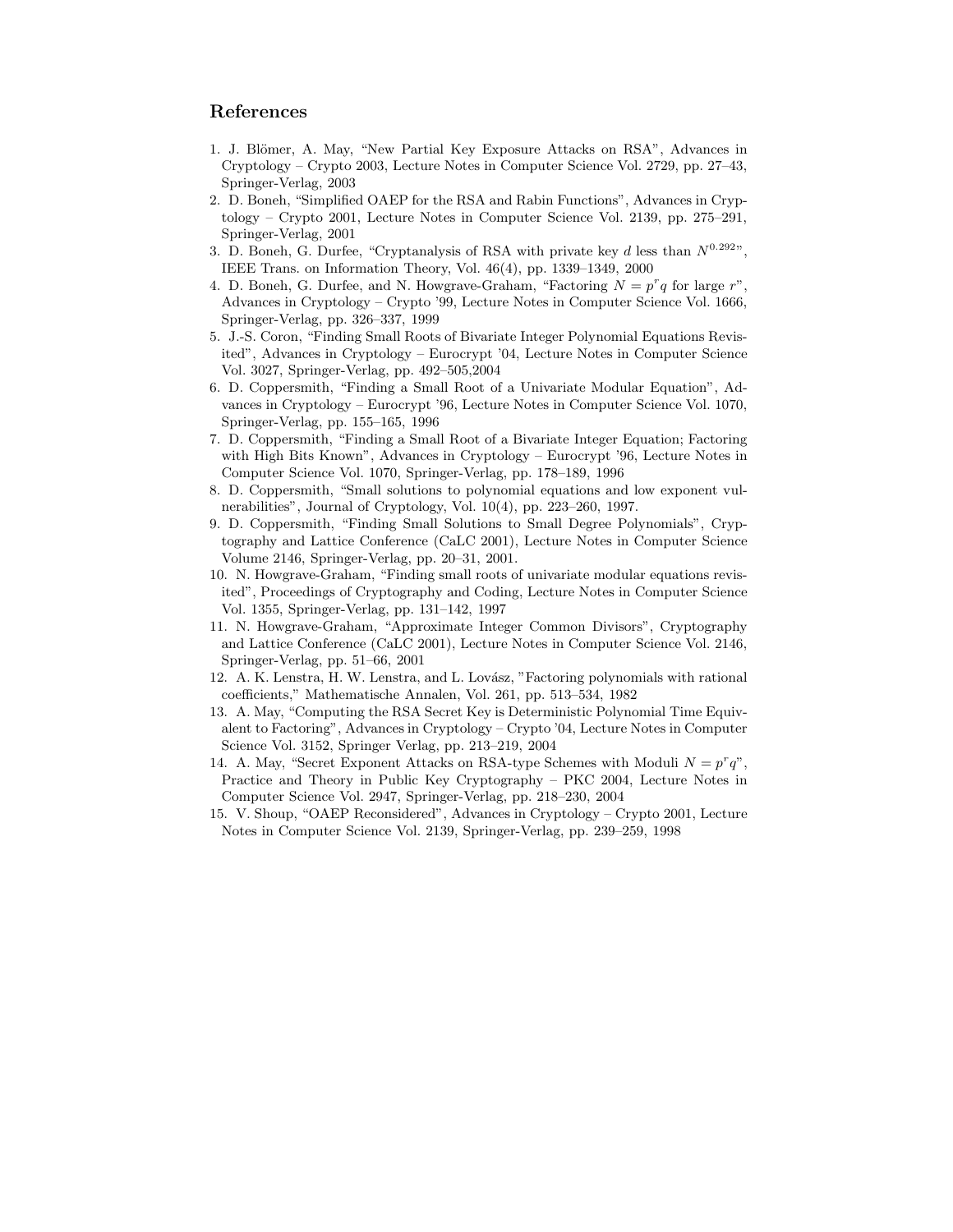## References

1. J. Blömer, A. May, "New Partial Key Exposure Attacks on RSA", Advances in Cryptology – Crypto 2003, Lecture Notes in Computer Science Vol. 2729, pp. 27–43, Springer-Verlag, 2003
2. D. Boneh, "Simplified OAEP for the RSA and Rabin Functions", Advances in Cryptology – Crypto 2001, Lecture Notes in Computer Science Vol. 2139, pp. 275–291, Springer-Verlag, 2001
3. D. Boneh, G. Durfee, "Cryptanalysis of RSA with private key $d$ less than $N^{0.292}$", IEEE Trans. on Information Theory, Vol. 46(4), pp. 1339–1349, 2000
4. D. Boneh, G. Durfee, and N. Howgrave-Graham, "Factoring $N = p^r q$ for large $r$", Advances in Cryptology – Crypto '99, Lecture Notes in Computer Science Vol. 1666, Springer-Verlag, pp. 326–337, 1999
5. J.-S. Coron, "Finding Small Roots of Bivariate Integer Polynomial Equations Revisited", Advances in Cryptology – Eurocrypt '04, Lecture Notes in Computer Science Vol. 3027, Springer-Verlag, pp. 492–505,2004
6. D. Coppersmith, "Finding a Small Root of a Univariate Modular Equation", Advances in Cryptology – Eurocrypt '96, Lecture Notes in Computer Science Vol. 1070, Springer-Verlag, pp. 155–165, 1996
7. D. Coppersmith, "Finding a Small Root of a Bivariate Integer Equation; Factoring with High Bits Known", Advances in Cryptology – Eurocrypt '96, Lecture Notes in Computer Science Vol. 1070, Springer-Verlag, pp. 178–189, 1996
8. D. Coppersmith, "Small solutions to polynomial equations and low exponent vulnerabilities", Journal of Cryptology, Vol. 10(4), pp. 223–260, 1997.
9. D. Coppersmith, "Finding Small Solutions to Small Degree Polynomials", Cryptography and Lattice Conference (CaLC 2001), Lecture Notes in Computer Science Volume 2146, Springer-Verlag, pp. 20–31, 2001.
10. N. Howgrave-Graham, "Finding small roots of univariate modular equations revisited", Proceedings of Cryptography and Coding, Lecture Notes in Computer Science Vol. 1355, Springer-Verlag, pp. 131–142, 1997
11. N. Howgrave-Graham, "Approximate Integer Common Divisors", Cryptography and Lattice Conference (CaLC 2001), Lecture Notes in Computer Science Vol. 2146, Springer-Verlag, pp. 51–66, 2001
12. A. K. Lenstra, H. W. Lenstra, and L. Lovász, "Factoring polynomials with rational coefficients," Mathematische Annalen, Vol. 261, pp. 513–534, 1982
13. A. May, "Computing the RSA Secret Key is Deterministic Polynomial Time Equivalent to Factoring", Advances in Cryptology – Crypto '04, Lecture Notes in Computer Science Vol. 3152, Springer Verlag, pp. 213–219, 2004
14. A. May, "Secret Exponent Attacks on RSA-type Schemes with Moduli $N = p^r q$", Practice and Theory in Public Key Cryptography – PKC 2004, Lecture Notes in Computer Science Vol. 2947, Springer-Verlag, pp. 218–230, 2004
15. V. Shoup, "OAEP Reconsidered", Advances in Cryptology – Crypto 2001, Lecture Notes in Computer Science Vol. 2139, Springer-Verlag, pp. 239–259, 1998